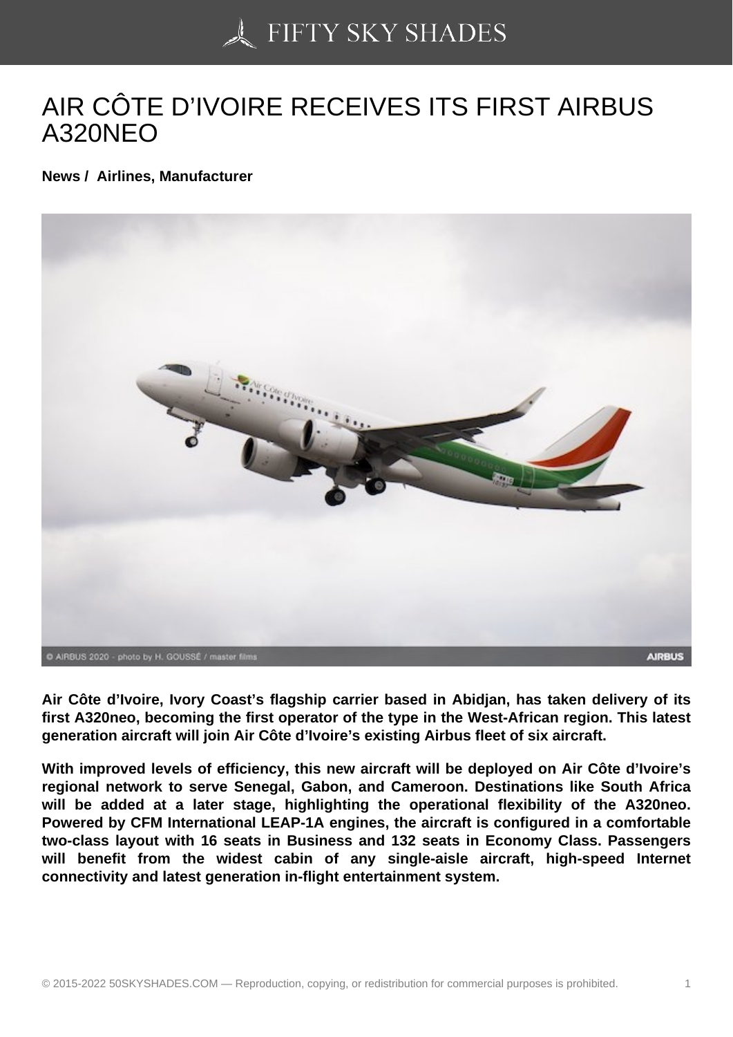# AIR CÔTE D'IVOIRE RECEIVES ITS FIRST AIRBUS A320NEO

**News / Airlines, Manufacturer**

© AIRBUS 2020 - photo by H. GOUSSÉ / master films

**Air Côte d'Ivoire, Ivory Coast's flagship carrier based in Abidjan, has taken delivery of its first A320neo, becoming the first operator of the type in the West-African region. This latest generation aircraft will join Air Côte d'Ivoire's existing Airbus fleet of six aircraft.**

**With improved levels of efficiency, this new aircraft will be deployed on Air Côte d'Ivoire's regional network to serve Senegal, Gabon, and Cameroon. Destinations like South Africa will be added at a later stage, highlighting the operational flexibility of the A320neo. Powered by CFM International LEAP-1A engines, the aircraft is configured in a comfortable two-class layout with 16 seats in Business and 132 seats in Economy Class. Passengers will benefit from the widest cabin of any single-aisle aircraft, high-speed Internet connectivity and latest generation in-flight entertainment system.**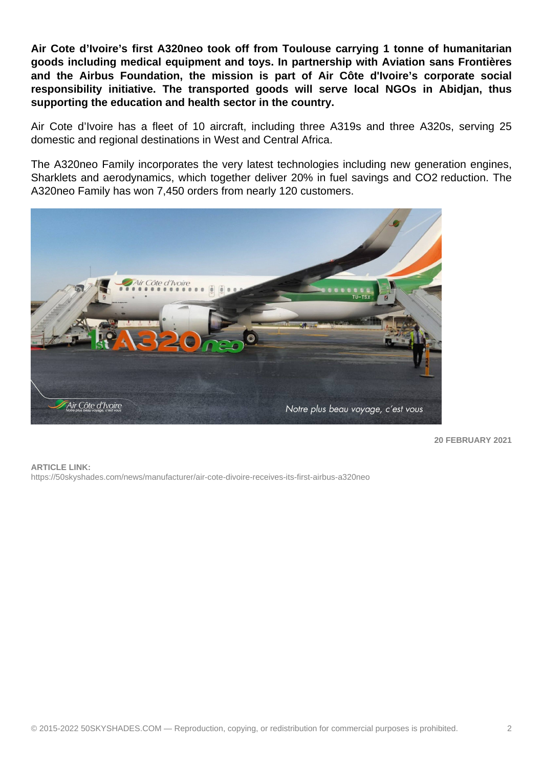**Air Cote d'Ivoire's first A320neo took off from Toulouse carrying 1 tonne of humanitarian goods including medical equipment and toys. In partnership with Aviation sans Frontières and the Airbus Foundation, the mission is part of Air Côte d'Ivoire's corporate social responsibility initiative. The transported goods will serve local NGOs in Abidjan, thus supporting the education and health sector in the country.**

Air Cote d'Ivoire has a fleet of 10 aircraft, including three A319s and three A320s, serving 25 domestic and regional destinations in West and Central Africa.

The A320neo Family incorporates the very latest technologies including new generation engines, Sharklets and aerodynamics, which together deliver 20% in fuel savings and $CO_2$ reduction. The A320neo Family has won 7,450 orders from nearly 120 customers.

**20 FEBRUARY 2021**

**ARTICLE LINK:**
https://50skyshades.com/news/manufacturer/air-cote-divoire-receives-its-first-airbus-a320neo